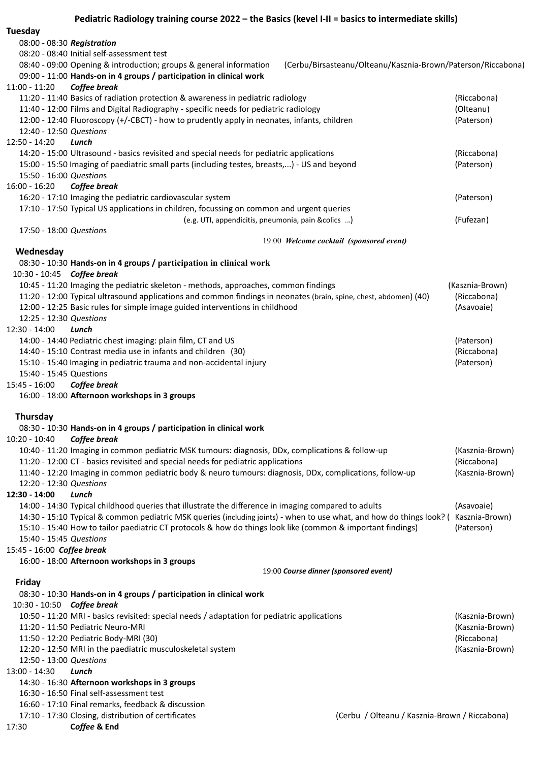# Pediatric Radiology training course 2022 – the Basics (kevel I-II = basics to intermediate skills)

## Tuesday

08:00 - 08:30 ***Registration***
08:20 - 08:40 Initial self-assessment test
08:40 - 09:00 Opening & introduction; groups & general information (Cerbu/Birsasteanu/Olteanu/Kasznia-Brown/Paterson/Riccabona)
09:00 - 11:00 **Hands-on in 4 groups / participation in clinical work**
11:00 - 11:20 ***Coffee break***
11:20 - 11:40 Basics of radiation protection & awareness in pediatric radiology (Riccabona)
11:40 - 12:00 Films and Digital Radiography - specific needs for pediatric radiology (Olteanu)
12:00 - 12:40 Fluoroscopy (+/-CBCT) - how to prudently apply in neonates, infants, children (Paterson)
12:40 - 12:50 *Questions*
12:50 - 14:20 ***Lunch***
14:20 - 15:00 Ultrasound - basics revisited and special needs for pediatric applications (Riccabona)
15:00 - 15:50 Imaging of paediatric small parts (including testes, breasts,...) - US and beyond (Paterson)
15:50 - 16:00 *Questions*
16:00 - 16:20 ***Coffee break***
16:20 - 17:10 Imaging the pediatric cardiovascular system (Paterson)
17:10 - 17:50 Typical US applications in children, focussing on common and urgent queries (e.g. UTI, appendicitis, pneumonia, pain &colics ...) (Fufezan)
17:50 - 18:00 *Questions*

19:00 ***Welcome cocktail (sponsored event)***

## Wednesday

08:30 - 10:30 **Hands-on in 4 groups / participation in clinical work**
10:30 - 10:45 ***Coffee break***
10:45 - 11:20 Imaging the pediatric skeleton - methods, approaches, common findings (Kasznia-Brown)
11:20 - 12:00 Typical ultrasound applications and common findings in neonates (brain, spine, chest, abdomen) (40) (Riccabona)
12:00 - 12:25 Basic rules for simple image guided interventions in childhood (Asavoaie)
12:25 - 12:30 *Questions*
12:30 - 14:00 ***Lunch***
14:00 - 14:40 Pediatric chest imaging: plain film, CT and US (Paterson)
14:40 - 15:10 Contrast media use in infants and children (30) (Riccabona)
15:10 - 15:40 Imaging in pediatric trauma and non-accidental injury (Paterson)
15:40 - 15:45 Questions
15:45 - 16:00 ***Coffee break***
16:00 - 18:00 **Afternoon workshops in 3 groups**

## Thursday

08:30 - 10:30 **Hands-on in 4 groups / participation in clinical work**
10:20 - 10:40 ***Coffee break***
10:40 - 11:20 Imaging in common pediatric MSK tumours: diagnosis, DDx, complications & follow-up (Kasznia-Brown)
11:20 - 12:00 CT - basics revisited and special needs for pediatric applications (Riccabona)
11:40 - 12:20 Imaging in common pediatric body & neuro tumours: diagnosis, DDx, complications, follow-up (Kasznia-Brown)
12:20 - 12:30 *Questions*
**12:30 - 14:00** ***Lunch***
14:00 - 14:30 Typical childhood queries that illustrate the difference in imaging compared to adults (Asavoaie)
14:30 - 15:10 Typical & common pediatric MSK queries (including joints) - when to use what, and how do things look? ( Kasznia-Brown)
15:10 - 15:40 How to tailor paediatric CT protocols & how do things look like (common & important findings) (Paterson)
15:40 - 15:45 *Questions*
15:45 - 16:00 ***Coffee break***
16:00 - 18:00 **Afternoon workshops in 3 groups**

19:00 ***Course dinner (sponsored event)***

## Friday

08:30 - 10:30 **Hands-on in 4 groups / participation in clinical work**
10:30 - 10:50 ***Coffee break***
10:50 - 11:20 MRI - basics revisited: special needs / adaptation for pediatric applications (Kasznia-Brown)
11:20 - 11:50 Pediatric Neuro-MRI (Kasznia-Brown)
11:50 - 12:20 Pediatric Body-MRI (30) (Riccabona)
12:20 - 12:50 MRI in the paediatric musculoskeletal system (Kasznia-Brown)
12:50 - 13:00 *Questions*
13:00 - 14:30 ***Lunch***
14:30 - 16:30 **Afternoon workshops in 3 groups**
16:30 - 16:50 Final self-assessment test
16:60 - 17:10 Final remarks, feedback & discussion
17:10 - 17:30 Closing, distribution of certificates (Cerbu / Olteanu / Kasznia-Brown / Riccabona)
17:30 ***Coffee* & End**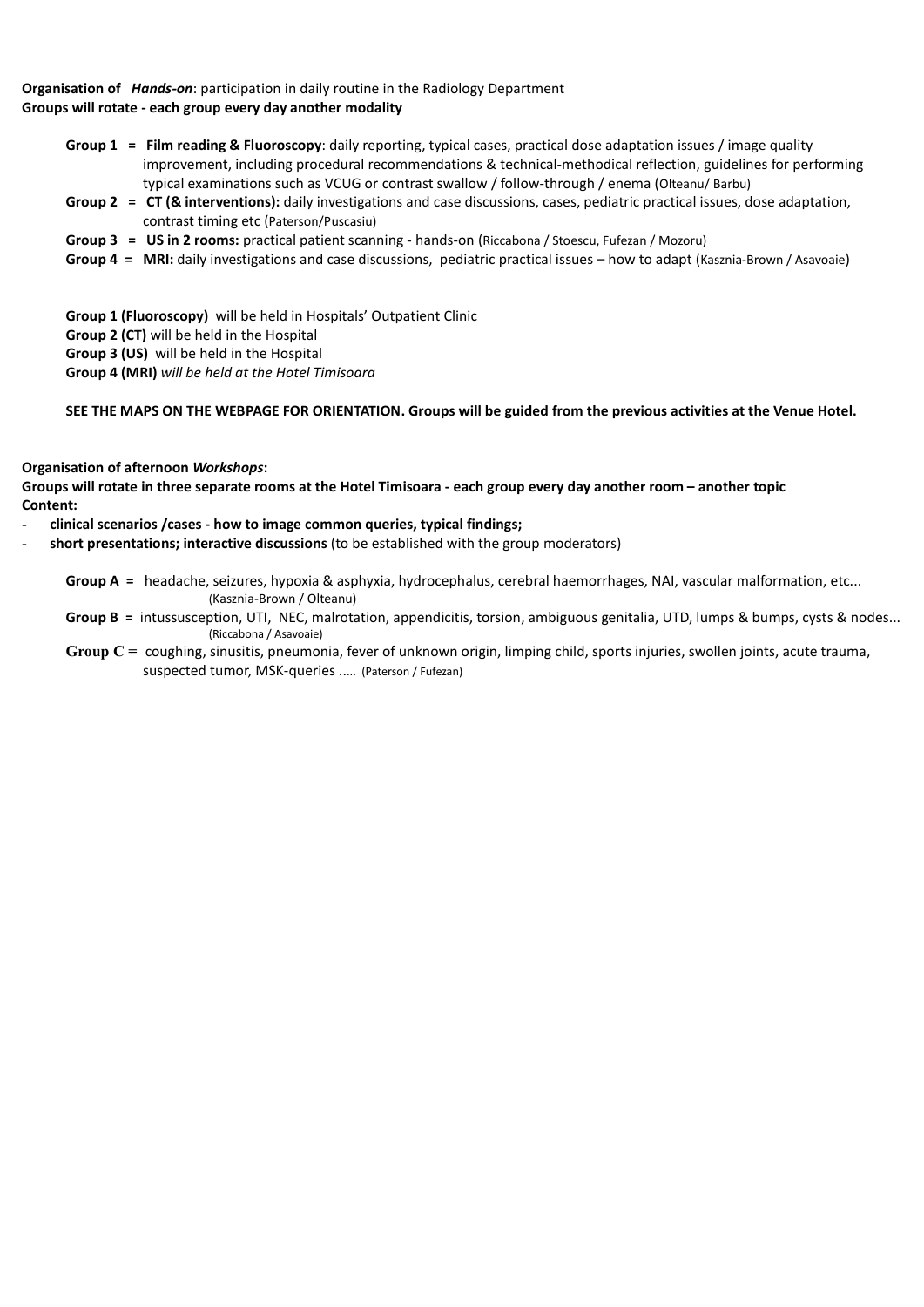**Organisation of** ***Hands-on***: participation in daily routine in the Radiology Department
**Groups will rotate - each group every day another modality**

**Group 1 = Film reading & Fluoroscopy**: daily reporting, typical cases, practical dose adaptation issues / image quality improvement, including procedural recommendations & technical-methodical reflection, guidelines for performing typical examinations such as VCUG or contrast swallow / follow-through / enema (Olteanu/ Barbu)

**Group 2 = CT (& interventions):** daily investigations and case discussions, cases, pediatric practical issues, dose adaptation, contrast timing etc (Paterson/Puscasiu)

**Group 3 = US in 2 rooms:** practical patient scanning - hands-on (Riccabona / Stoescu, Fufezan / Mozoru)

**Group 4 = MRI:** ~~daily investigations and~~ case discussions, pediatric practical issues – how to adapt (Kasznia-Brown / Asavoaie)

**Group 1 (Fluoroscopy)** will be held in Hospitals' Outpatient Clinic
**Group 2 (CT)** will be held in the Hospital
**Group 3 (US)** will be held in the Hospital
**Group 4 (MRI)** *will be held at the Hotel Timisoara*

**SEE THE MAPS ON THE WEBPAGE FOR ORIENTATION. Groups will be guided from the previous activities at the Venue Hotel.**

**Organisation of afternoon** ***Workshops*****:**
**Groups will rotate in three separate rooms at the Hotel Timisoara - each group every day another room – another topic**
**Content:**

- **clinical scenarios /cases - how to image common queries, typical findings;**
- **short presentations; interactive discussions** (to be established with the group moderators)

**Group A =** headache, seizures, hypoxia & asphyxia, hydrocephalus, cerebral haemorrhages, NAI, vascular malformation, etc... (Kasznia-Brown / Olteanu)

**Group B =** intussusception, UTI, NEC, malrotation, appendicitis, torsion, ambiguous genitalia, UTD, lumps & bumps, cysts & nodes... (Riccabona / Asavoaie)

**Group C =** coughing, sinusitis, pneumonia, fever of unknown origin, limping child, sports injuries, swollen joints, acute trauma, suspected tumor, MSK-queries ..... (Paterson / Fufezan)